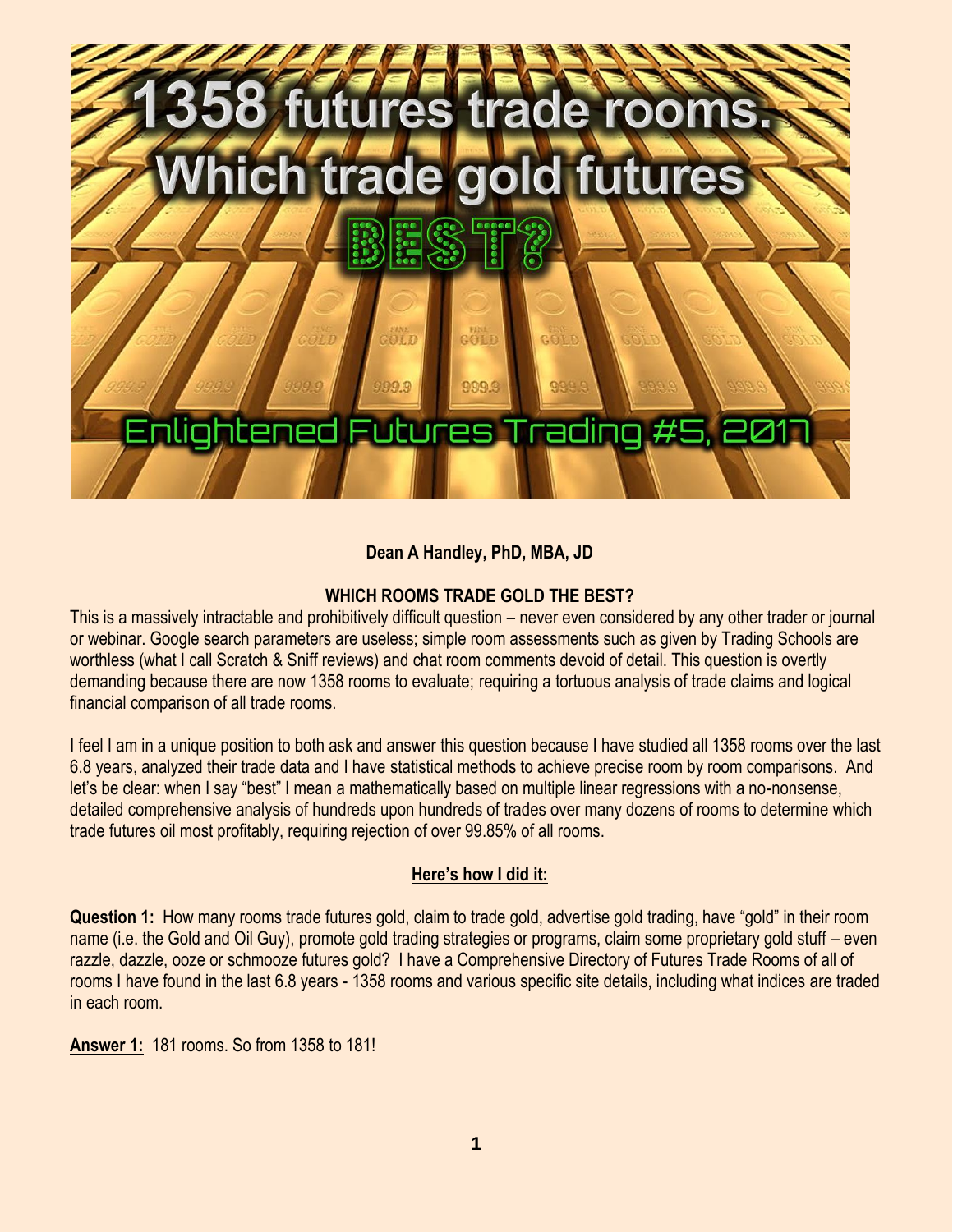# 1358 futures trade rooms. Which trade gold futures BEST?

Enlightened Futures Trading #5, 2017

**Dean A Handley, PhD, MBA, JD**

## WHICH ROOMS TRADE GOLD THE BEST?

This is a massively intractable and prohibitively difficult question – never even considered by any other trader or journal or webinar. Google search parameters are useless; simple room assessments such as given by Trading Schools are worthless (what I call Scratch & Sniff reviews) and chat room comments devoid of detail. This question is overtly demanding because there are now 1358 rooms to evaluate; requiring a tortuous analysis of trade claims and logical financial comparison of all trade rooms.

I feel I am in a unique position to both ask and answer this question because I have studied all 1358 rooms over the last 6.8 years, analyzed their trade data and I have statistical methods to achieve precise room by room comparisons. And let's be clear: when I say "best" I mean a mathematically based on multiple linear regressions with a no-nonsense, detailed comprehensive analysis of hundreds upon hundreds of trades over many dozens of rooms to determine which trade futures oil most profitably, requiring rejection of over 99.85% of all rooms.

### Here's how I did it:

**Question 1:** How many rooms trade futures gold, claim to trade gold, advertise gold trading, have "gold" in their room name (i.e. the Gold and Oil Guy), promote gold trading strategies or programs, claim some proprietary gold stuff – even razzle, dazzle, ooze or schmooze futures gold? I have a Comprehensive Directory of Futures Trade Rooms of all of rooms I have found in the last 6.8 years - 1358 rooms and various specific site details, including what indices are traded in each room.

**Answer 1:** 181 rooms. So from 1358 to 181!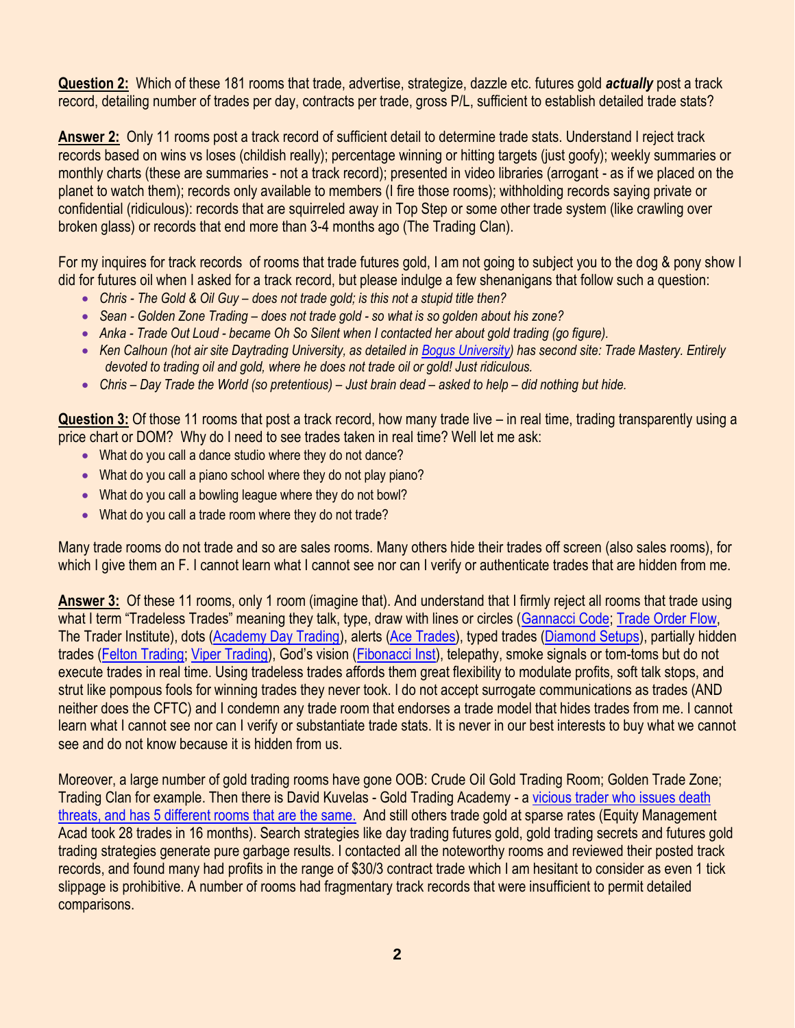**Question 2:** Which of these 181 rooms that trade, advertise, strategize, dazzle etc. futures gold ***actually*** post a track record, detailing number of trades per day, contracts per trade, gross P/L, sufficient to establish detailed trade stats?

**Answer 2:** Only 11 rooms post a track record of sufficient detail to determine trade stats. Understand I reject track records based on wins vs loses (childish really); percentage winning or hitting targets (just goofy); weekly summaries or monthly charts (these are summaries - not a track record); presented in video libraries (arrogant - as if we placed on the planet to watch them); records only available to members (I fire those rooms); withholding records saying private or confidential (ridiculous): records that are squirreled away in Top Step or some other trade system (like crawling over broken glass) or records that end more than 3-4 months ago (The Trading Clan).

For my inquires for track records of rooms that trade futures gold, I am not going to subject you to the dog & pony show I did for futures oil when I asked for a track record, but please indulge a few shenanigans that follow such a question:

- *Chris - The Gold & Oil Guy – does not trade gold; is this not a stupid title then?*
- *Sean - Golden Zone Trading – does not trade gold - so what is so golden about his zone?*
- *Anka - Trade Out Loud - became Oh So Silent when I contacted her about gold trading (go figure).*
- *Ken Calhoun (hot air site Daytrading University, as detailed in Bogus University) has second site: Trade Mastery. Entirely devoted to trading oil and gold, where he does not trade oil or gold! Just ridiculous.*
- *Chris – Day Trade the World (so pretentious) – Just brain dead – asked to help – did nothing but hide.*

**Question 3:** Of those 11 rooms that post a track record, how many trade live – in real time, trading transparently using a price chart or DOM? Why do I need to see trades taken in real time? Well let me ask:

- What do you call a dance studio where they do not dance?
- What do you call a piano school where they do not play piano?
- What do you call a bowling league where they do not bowl?
- What do you call a trade room where they do not trade?

Many trade rooms do not trade and so are sales rooms. Many others hide their trades off screen (also sales rooms), for which I give them an F. I cannot learn what I cannot see nor can I verify or authenticate trades that are hidden from me.

**Answer 3:** Of these 11 rooms, only 1 room (imagine that). And understand that I firmly reject all rooms that trade using what I term "Tradeless Trades" meaning they talk, type, draw with lines or circles (Gannacci Code; Trade Order Flow, The Trader Institute), dots (Academy Day Trading), alerts (Ace Trades), typed trades (Diamond Setups), partially hidden trades (Felton Trading; Viper Trading), God's vision (Fibonacci Inst), telepathy, smoke signals or tom-toms but do not execute trades in real time. Using tradeless trades affords them great flexibility to modulate profits, soft talk stops, and strut like pompous fools for winning trades they never took. I do not accept surrogate communications as trades (AND neither does the CFTC) and I condemn any trade room that endorses a trade model that hides trades from me. I cannot learn what I cannot see nor can I verify or substantiate trade stats. It is never in our best interests to buy what we cannot see and do not know because it is hidden from us.

Moreover, a large number of gold trading rooms have gone OOB: Crude Oil Gold Trading Room; Golden Trade Zone; Trading Clan for example. Then there is David Kuvelas - Gold Trading Academy - a vicious trader who issues death threats, and has 5 different rooms that are the same. And still others trade gold at sparse rates (Equity Management Acad took 28 trades in 16 months). Search strategies like day trading futures gold, gold trading secrets and futures gold trading strategies generate pure garbage results. I contacted all the noteworthy rooms and reviewed their posted track records, and found many had profits in the range of $30/3 contract trade which I am hesitant to consider as even 1 tick slippage is prohibitive. A number of rooms had fragmentary track records that were insufficient to permit detailed comparisons.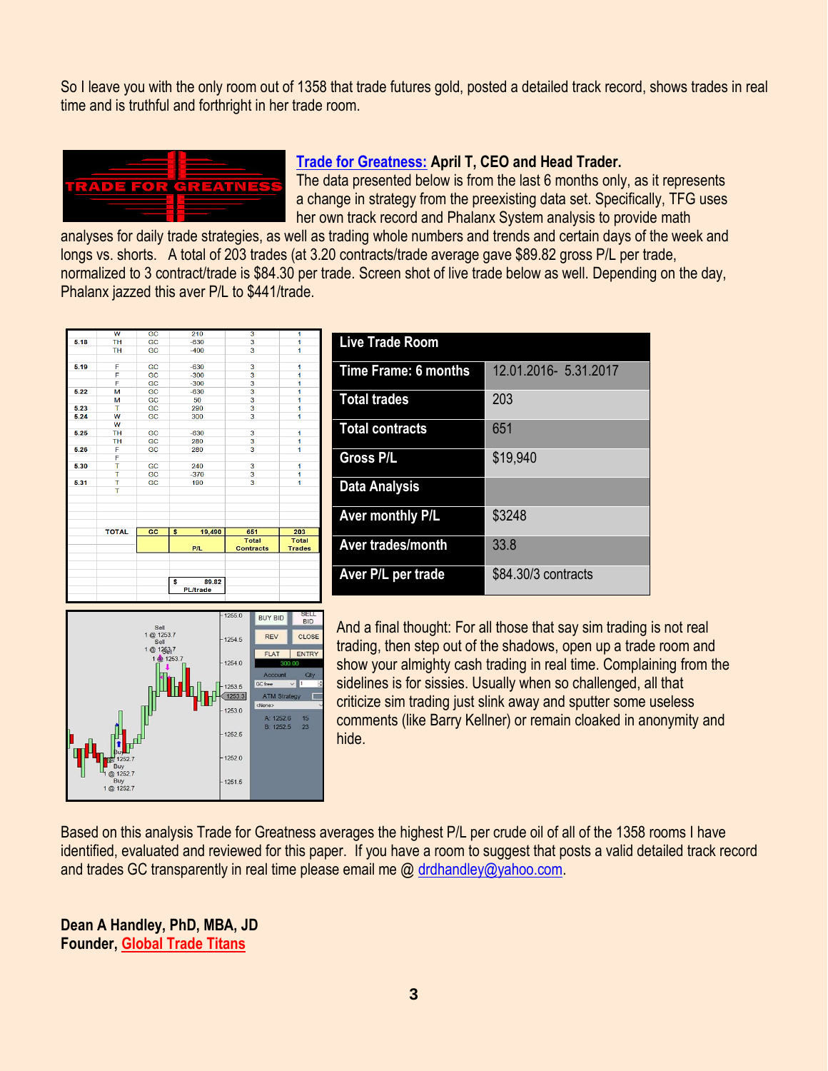So I leave you with the only room out of 1358 that trade futures gold, posted a detailed track record, shows trades in real time and is truthful and forthright in her trade room.

**Trade for Greatness: April T, CEO and Head Trader.** The data presented below is from the last 6 months only, as it represents a change in strategy from the preexisting data set. Specifically, TFG uses her own track record and Phalanx System analysis to provide math analyses for daily trade strategies, as well as trading whole numbers and trends and certain days of the week and longs vs. shorts. A total of 203 trades (at 3.20 contracts/trade average gave $89.82 gross P/L per trade, normalized to 3 contract/trade is $84.30 per trade. Screen shot of live trade below as well. Depending on the day, Phalanx jazzed this aver P/L to $441/trade.

| | | | | | |
|---|---|---|---|---|---|
| | W | GC | 210 | 3 | 1 |
| 5.18 | TH | GC | -630 | 3 | 1 |
| | TH | GC | -400 | 3 | 1 |
| 5.19 | F | GC | -630 | 3 | 1 |
| | F | GC | -300 | 3 | 1 |
| | F | GC | -300 | 3 | 1 |
| 5.22 | M | GC | -630 | 3 | 1 |
| | M | GC | 50 | 3 | 1 |
| 5.23 | T | GC | 290 | 3 | 1 |
| 5.24 | W | GC | 300 | 3 | 1 |
| | W | | | | |
| 5.25 | TH | GC | -630 | 3 | 1 |
| | TH | GC | 280 | 3 | 1 |
| 5.26 | F | GC | 280 | 3 | 1 |
| | F | | | | |
| 5.30 | T | GC | 240 | 3 | 1 |
| | T | GC | -370 | 3 | 1 |
| 5.31 | T | GC | 190 | 3 | 1 |
| | T | | | | |
| | TOTAL | GC | $ 19,490 P/L | 651 Total Contracts | 203 Total Trades |
| | | | $ 89.82 PL/trade | | |

| Live Trade Room | |
|---|---|
| Time Frame: 6 months | 12.01.2016- 5.31.2017 |
| Total trades | 203 |
| Total contracts | 651 |
| Gross P/L | $19,940 |
| Data Analysis | |
| Aver monthly P/L | $3248 |
| Aver trades/month | 33.8 |
| Aver P/L per trade | $84.30/3 contracts |

And a final thought: For all those that say sim trading is not real trading, then step out of the shadows, open up a trade room and show your almighty cash trading in real time. Complaining from the sidelines is for sissies. Usually when so challenged, all that criticize sim trading just slink away and sputter some useless comments (like Barry Kellner) or remain cloaked in anonymity and hide.

Based on this analysis Trade for Greatness averages the highest P/L per crude oil of all of the 1358 rooms I have identified, evaluated and reviewed for this paper. If you have a room to suggest that posts a valid detailed track record and trades GC transparently in real time please email me @ drdhandley@yahoo.com.

**Dean A Handley, PhD, MBA, JD**
**Founder, Global Trade Titans**